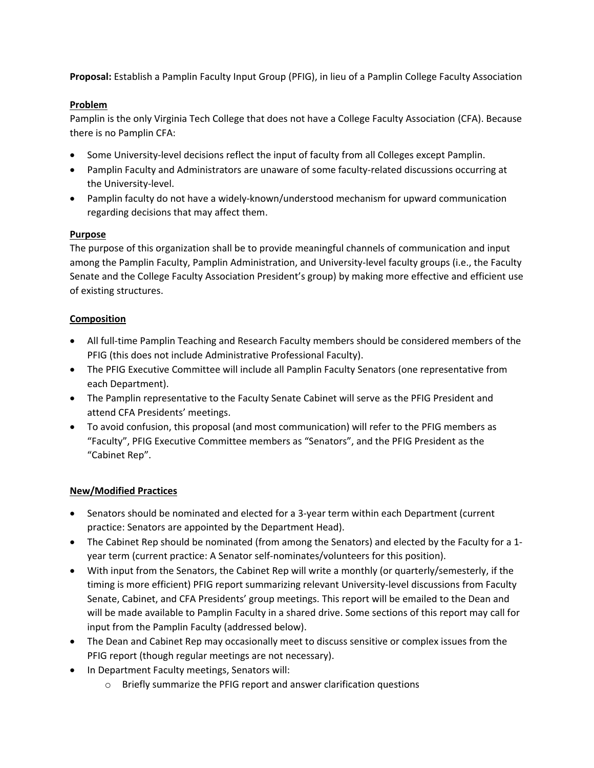**Proposal:** Establish a Pamplin Faculty Input Group (PFIG), in lieu of a Pamplin College Faculty Association

## Problem

Pamplin is the only Virginia Tech College that does not have a College Faculty Association (CFA). Because there is no Pamplin CFA:

- Some University-level decisions reflect the input of faculty from all Colleges except Pamplin.
- Pamplin Faculty and Administrators are unaware of some faculty-related discussions occurring at the University-level.
- Pamplin faculty do not have a widely-known/understood mechanism for upward communication regarding decisions that may affect them.

## Purpose

The purpose of this organization shall be to provide meaningful channels of communication and input among the Pamplin Faculty, Pamplin Administration, and University-level faculty groups (i.e., the Faculty Senate and the College Faculty Association President's group) by making more effective and efficient use of existing structures.

## Composition

- All full-time Pamplin Teaching and Research Faculty members should be considered members of the PFIG (this does not include Administrative Professional Faculty).
- The PFIG Executive Committee will include all Pamplin Faculty Senators (one representative from each Department).
- The Pamplin representative to the Faculty Senate Cabinet will serve as the PFIG President and attend CFA Presidents' meetings.
- To avoid confusion, this proposal (and most communication) will refer to the PFIG members as "Faculty", PFIG Executive Committee members as "Senators", and the PFIG President as the "Cabinet Rep".

## New/Modified Practices

- Senators should be nominated and elected for a 3-year term within each Department (current practice: Senators are appointed by the Department Head).
- The Cabinet Rep should be nominated (from among the Senators) and elected by the Faculty for a 1-year term (current practice: A Senator self-nominates/volunteers for this position).
- With input from the Senators, the Cabinet Rep will write a monthly (or quarterly/semesterly, if the timing is more efficient) PFIG report summarizing relevant University-level discussions from Faculty Senate, Cabinet, and CFA Presidents' group meetings. This report will be emailed to the Dean and will be made available to Pamplin Faculty in a shared drive. Some sections of this report may call for input from the Pamplin Faculty (addressed below).
- The Dean and Cabinet Rep may occasionally meet to discuss sensitive or complex issues from the PFIG report (though regular meetings are not necessary).
- In Department Faculty meetings, Senators will:
    - Briefly summarize the PFIG report and answer clarification questions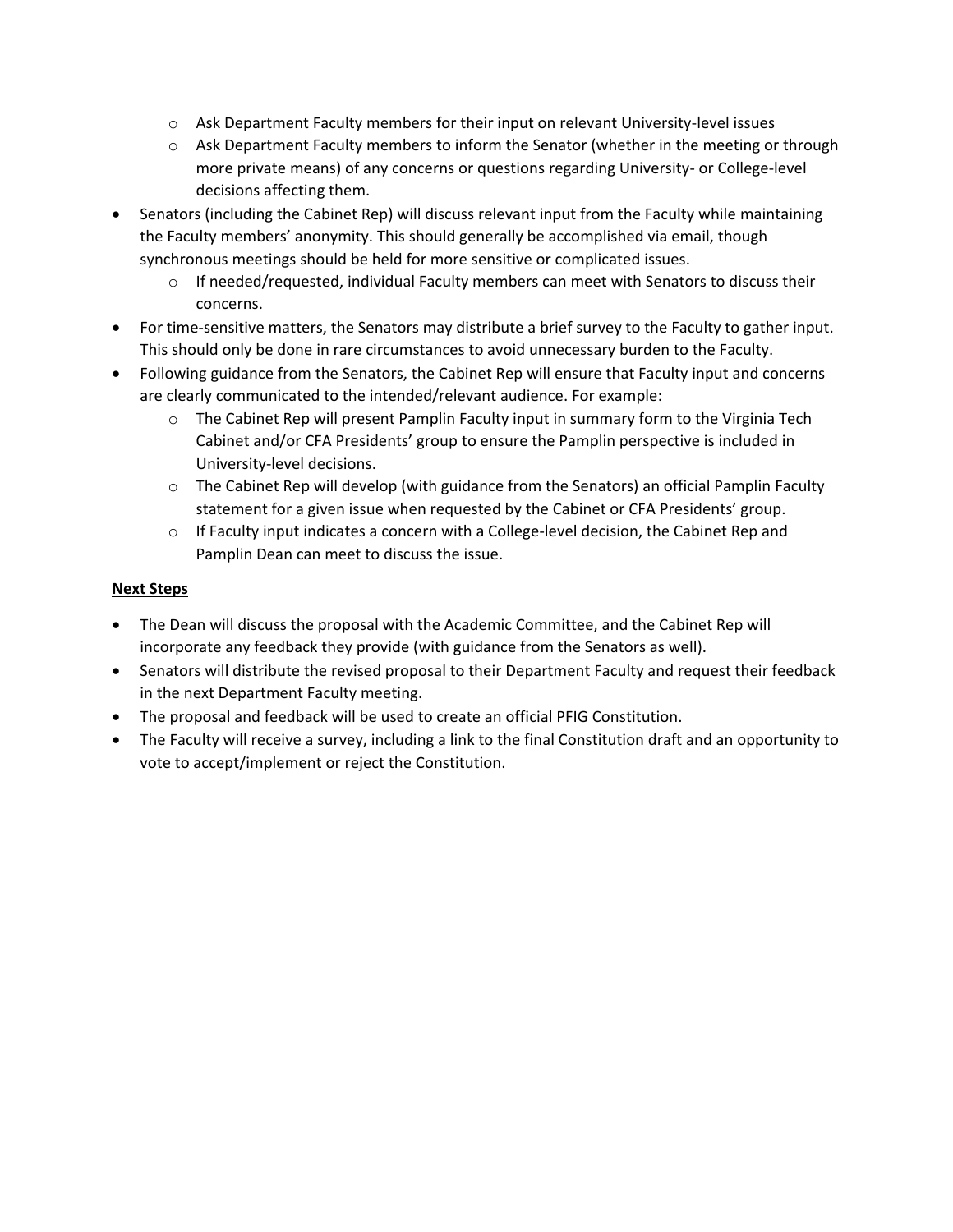- Ask Department Faculty members for their input on relevant University-level issues
  - Ask Department Faculty members to inform the Senator (whether in the meeting or through more private means) of any concerns or questions regarding University- or College-level decisions affecting them.
- Senators (including the Cabinet Rep) will discuss relevant input from the Faculty while maintaining the Faculty members' anonymity. This should generally be accomplished via email, though synchronous meetings should be held for more sensitive or complicated issues.
  - If needed/requested, individual Faculty members can meet with Senators to discuss their concerns.
- For time-sensitive matters, the Senators may distribute a brief survey to the Faculty to gather input. This should only be done in rare circumstances to avoid unnecessary burden to the Faculty.
- Following guidance from the Senators, the Cabinet Rep will ensure that Faculty input and concerns are clearly communicated to the intended/relevant audience. For example:
  - The Cabinet Rep will present Pamplin Faculty input in summary form to the Virginia Tech Cabinet and/or CFA Presidents' group to ensure the Pamplin perspective is included in University-level decisions.
  - The Cabinet Rep will develop (with guidance from the Senators) an official Pamplin Faculty statement for a given issue when requested by the Cabinet or CFA Presidents' group.
  - If Faculty input indicates a concern with a College-level decision, the Cabinet Rep and Pamplin Dean can meet to discuss the issue.

**<u>Next Steps</u>**

- The Dean will discuss the proposal with the Academic Committee, and the Cabinet Rep will incorporate any feedback they provide (with guidance from the Senators as well).
- Senators will distribute the revised proposal to their Department Faculty and request their feedback in the next Department Faculty meeting.
- The proposal and feedback will be used to create an official PFIG Constitution.
- The Faculty will receive a survey, including a link to the final Constitution draft and an opportunity to vote to accept/implement or reject the Constitution.